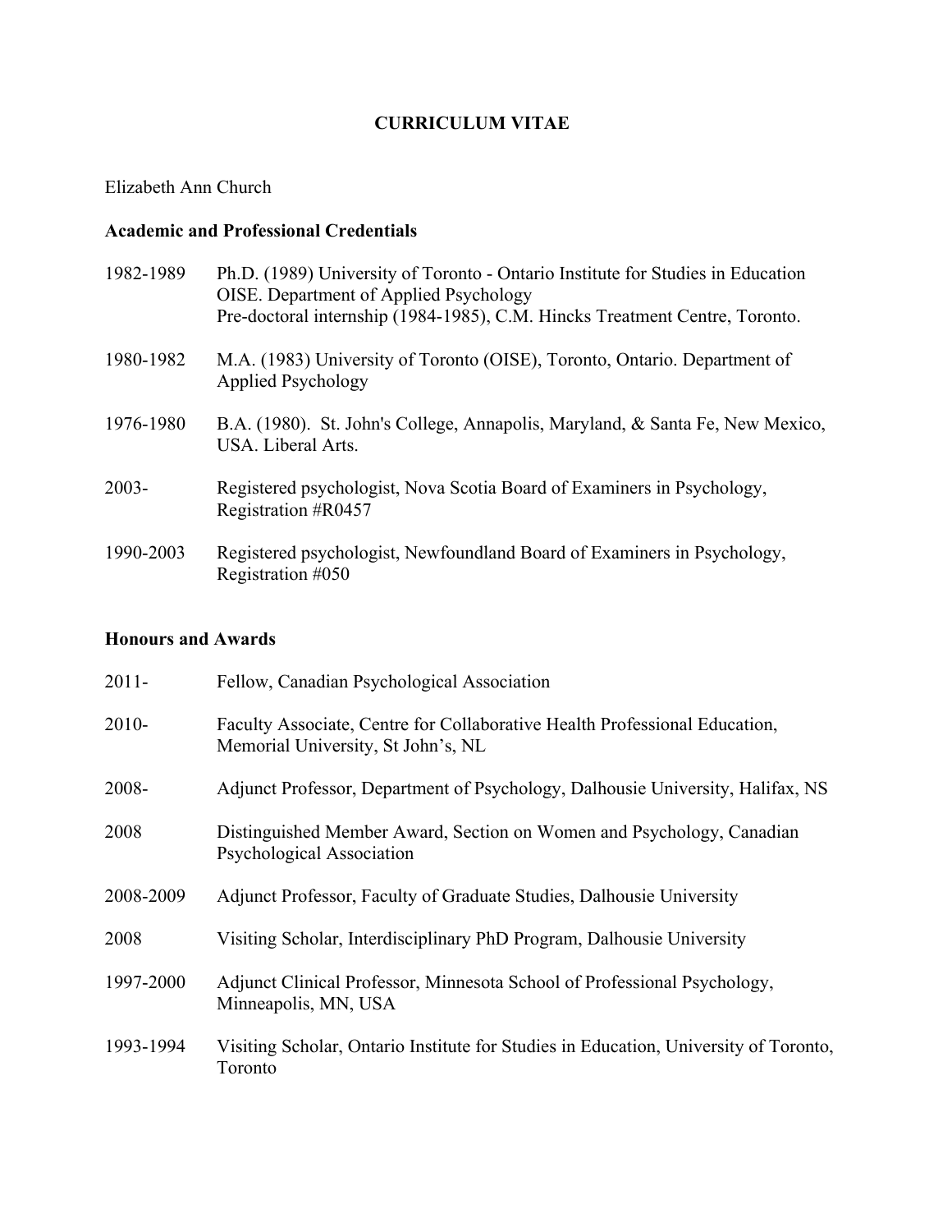# CURRICULUM VITAE

Elizabeth Ann Church

## Academic and Professional Credentials

| | |
|---|---|
| 1982-1989 | Ph.D. (1989) University of Toronto - Ontario Institute for Studies in Education OISE. Department of Applied Psychology<br>Pre-doctoral internship (1984-1985), C.M. Hincks Treatment Centre, Toronto. |
| 1980-1982 | M.A. (1983) University of Toronto (OISE), Toronto, Ontario. Department of Applied Psychology |
| 1976-1980 | B.A. (1980). St. John's College, Annapolis, Maryland, & Santa Fe, New Mexico, USA. Liberal Arts. |
| 2003- | Registered psychologist, Nova Scotia Board of Examiners in Psychology, Registration #R0457 |
| 1990-2003 | Registered psychologist, Newfoundland Board of Examiners in Psychology, Registration #050 |

## Honours and Awards

| | |
|---|---|
| 2011- | Fellow, Canadian Psychological Association |
| 2010- | Faculty Associate, Centre for Collaborative Health Professional Education, Memorial University, St John's, NL |
| 2008- | Adjunct Professor, Department of Psychology, Dalhousie University, Halifax, NS |
| 2008 | Distinguished Member Award, Section on Women and Psychology, Canadian Psychological Association |
| 2008-2009 | Adjunct Professor, Faculty of Graduate Studies, Dalhousie University |
| 2008 | Visiting Scholar, Interdisciplinary PhD Program, Dalhousie University |
| 1997-2000 | Adjunct Clinical Professor, Minnesota School of Professional Psychology, Minneapolis, MN, USA |
| 1993-1994 | Visiting Scholar, Ontario Institute for Studies in Education, University of Toronto, Toronto |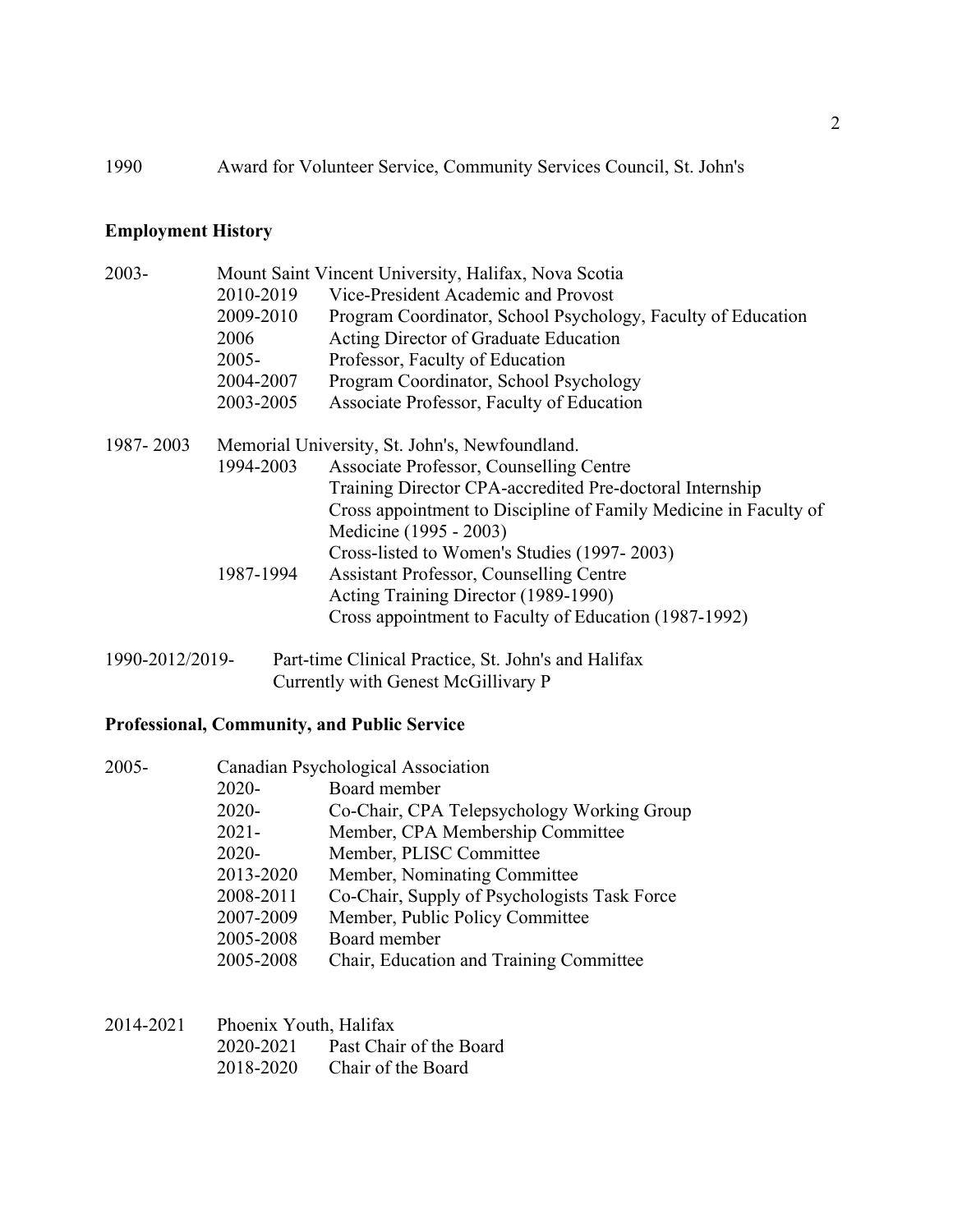1990 Award for Volunteer Service, Community Services Council, St. John's

## Employment History

2003- Mount Saint Vincent University, Halifax, Nova Scotia

| | |
|---|---|
| 2010-2019 | Vice-President Academic and Provost |
| 2009-2010 | Program Coordinator, School Psychology, Faculty of Education |
| 2006 | Acting Director of Graduate Education |
| 2005- | Professor, Faculty of Education |
| 2004-2007 | Program Coordinator, School Psychology |
| 2003-2005 | Associate Professor, Faculty of Education |

1987- 2003 Memorial University, St. John's, Newfoundland.

| | |
|---|---|
| 1994-2003 | Associate Professor, Counselling Centre<br>Training Director CPA-accredited Pre-doctoral Internship<br>Cross appointment to Discipline of Family Medicine in Faculty of Medicine (1995 - 2003)<br>Cross-listed to Women's Studies (1997- 2003) |
| 1987-1994 | Assistant Professor, Counselling Centre<br>Acting Training Director (1989-1990)<br>Cross appointment to Faculty of Education (1987-1992) |

1990-2012/2019- Part-time Clinical Practice, St. John's and Halifax
Currently with Genest McGillivary P

## Professional, Community, and Public Service

2005- Canadian Psychological Association

| | |
|---|---|
| 2020- | Board member |
| 2020- | Co-Chair, CPA Telepsychology Working Group |
| 2021- | Member, CPA Membership Committee |
| 2020- | Member, PLISC Committee |
| 2013-2020 | Member, Nominating Committee |
| 2008-2011 | Co-Chair, Supply of Psychologists Task Force |
| 2007-2009 | Member, Public Policy Committee |
| 2005-2008 | Board member |
| 2005-2008 | Chair, Education and Training Committee |

2014-2021 Phoenix Youth, Halifax

| | |
|---|---|
| 2020-2021 | Past Chair of the Board |
| 2018-2020 | Chair of the Board |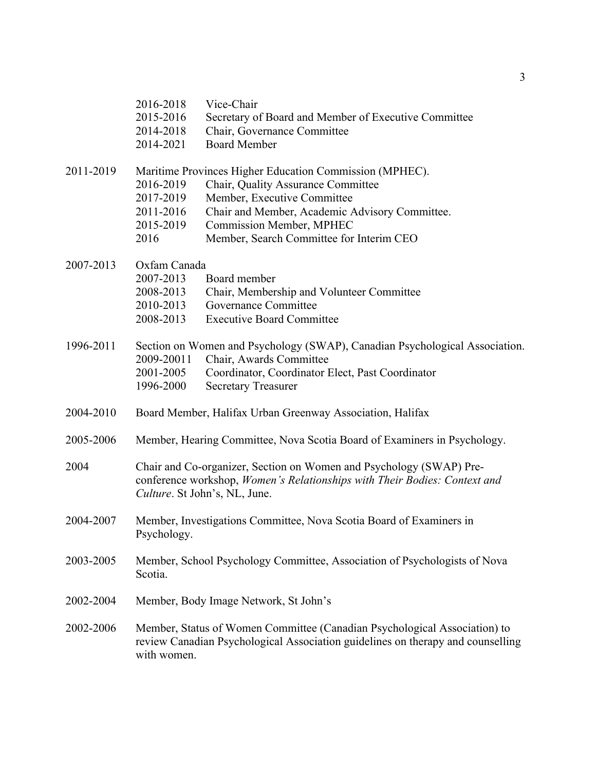2016-2018 Vice-Chair
2015-2016 Secretary of Board and Member of Executive Committee
2014-2018 Chair, Governance Committee
2014-2021 Board Member

2011-2019 Maritime Provinces Higher Education Commission (MPHEC).
2016-2019 Chair, Quality Assurance Committee
2017-2019 Member, Executive Committee
2011-2016 Chair and Member, Academic Advisory Committee.
2015-2019 Commission Member, MPHEC
2016 Member, Search Committee for Interim CEO

2007-2013 Oxfam Canada
2007-2013 Board member
2008-2013 Chair, Membership and Volunteer Committee
2010-2013 Governance Committee
2008-2013 Executive Board Committee

1996-2011 Section on Women and Psychology (SWAP), Canadian Psychological Association.
2009-20011 Chair, Awards Committee
2001-2005 Coordinator, Coordinator Elect, Past Coordinator
1996-2000 Secretary Treasurer

2004-2010 Board Member, Halifax Urban Greenway Association, Halifax

2005-2006 Member, Hearing Committee, Nova Scotia Board of Examiners in Psychology.

2004 Chair and Co-organizer, Section on Women and Psychology (SWAP) Pre-conference workshop, *Women's Relationships with Their Bodies: Context and Culture*. St John's, NL, June.

2004-2007 Member, Investigations Committee, Nova Scotia Board of Examiners in Psychology.

2003-2005 Member, School Psychology Committee, Association of Psychologists of Nova Scotia.

2002-2004 Member, Body Image Network, St John's

2002-2006 Member, Status of Women Committee (Canadian Psychological Association) to review Canadian Psychological Association guidelines on therapy and counselling with women.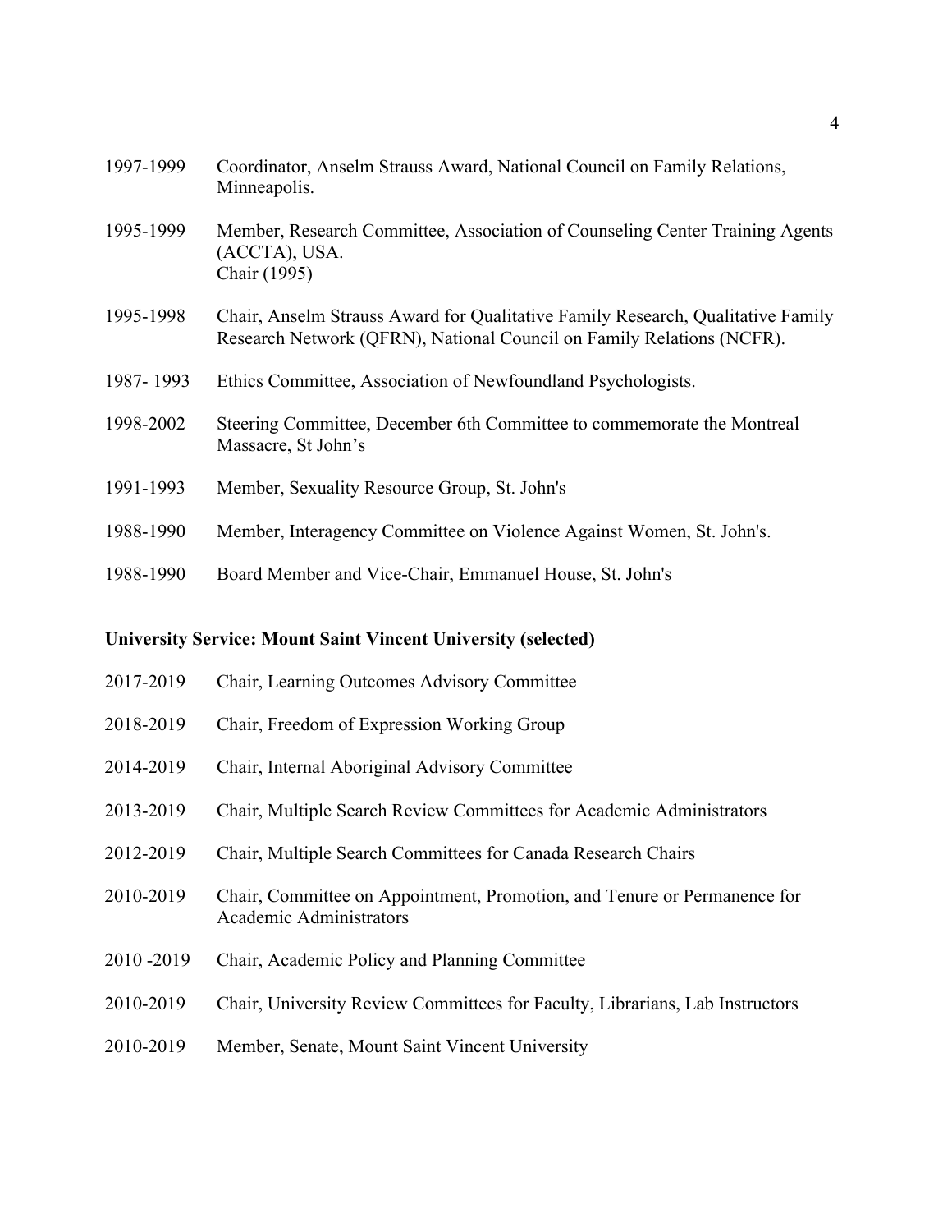1997-1999 Coordinator, Anselm Strauss Award, National Council on Family Relations, Minneapolis.

1995-1999 Member, Research Committee, Association of Counseling Center Training Agents (ACCTA), USA.
Chair (1995)

1995-1998 Chair, Anselm Strauss Award for Qualitative Family Research, Qualitative Family Research Network (QFRN), National Council on Family Relations (NCFR).

1987- 1993 Ethics Committee, Association of Newfoundland Psychologists.

1998-2002 Steering Committee, December 6th Committee to commemorate the Montreal Massacre, St John's

1991-1993 Member, Sexuality Resource Group, St. John's

1988-1990 Member, Interagency Committee on Violence Against Women, St. John's.

1988-1990 Board Member and Vice-Chair, Emmanuel House, St. John's

**University Service: Mount Saint Vincent University (selected)**

2017-2019 Chair, Learning Outcomes Advisory Committee

2018-2019 Chair, Freedom of Expression Working Group

2014-2019 Chair, Internal Aboriginal Advisory Committee

2013-2019 Chair, Multiple Search Review Committees for Academic Administrators

2012-2019 Chair, Multiple Search Committees for Canada Research Chairs

2010-2019 Chair, Committee on Appointment, Promotion, and Tenure or Permanence for Academic Administrators

2010 -2019 Chair, Academic Policy and Planning Committee

2010-2019 Chair, University Review Committees for Faculty, Librarians, Lab Instructors

2010-2019 Member, Senate, Mount Saint Vincent University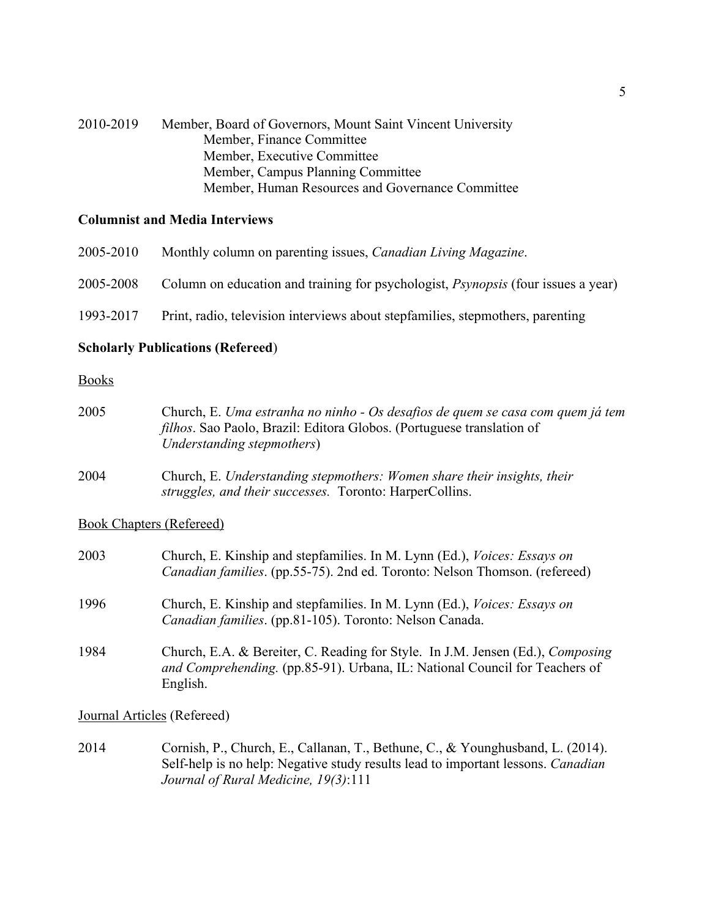2010-2019 Member, Board of Governors, Mount Saint Vincent University
  Member, Finance Committee
  Member, Executive Committee
  Member, Campus Planning Committee
  Member, Human Resources and Governance Committee

**Columnist and Media Interviews**

2005-2010 Monthly column on parenting issues, *Canadian Living Magazine*.

2005-2008 Column on education and training for psychologist, *Psynopsis* (four issues a year)

1993-2017 Print, radio, television interviews about stepfamilies, stepmothers, parenting

**Scholarly Publications (Refereed**)

Books

2005 Church, E. *Uma estranha no ninho - Os desafios de quem se casa com quem já tem filhos*. Sao Paolo, Brazil: Editora Globos. (Portuguese translation of *Understanding stepmothers*)

2004 Church, E. *Understanding stepmothers: Women share their insights, their struggles, and their successes.* Toronto: HarperCollins.

Book Chapters (Refereed)

2003 Church, E. Kinship and stepfamilies. In M. Lynn (Ed.), *Voices: Essays on Canadian families*. (pp.55-75). 2nd ed. Toronto: Nelson Thomson. (refereed)

1996 Church, E. Kinship and stepfamilies. In M. Lynn (Ed.), *Voices: Essays on Canadian families*. (pp.81-105). Toronto: Nelson Canada.

1984 Church, E.A. & Bereiter, C. Reading for Style. In J.M. Jensen (Ed.), *Composing and Comprehending.* (pp.85-91). Urbana, IL: National Council for Teachers of English.

Journal Articles (Refereed)

2014 Cornish, P., Church, E., Callanan, T., Bethune, C., & Younghusband, L. (2014). Self-help is no help: Negative study results lead to important lessons. *Canadian Journal of Rural Medicine, 19(3)*:111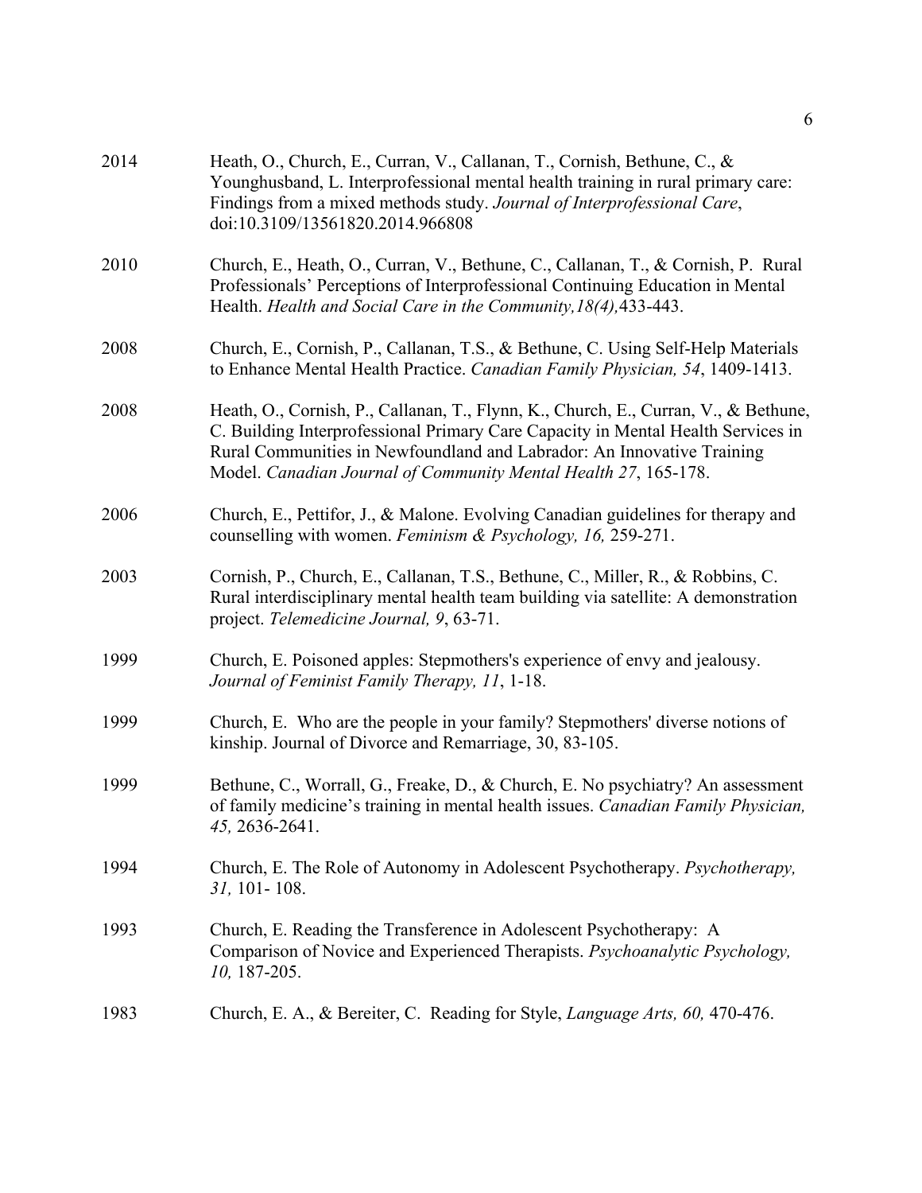2014 Heath, O., Church, E., Curran, V., Callanan, T., Cornish, Bethune, C., & Younghusband, L. Interprofessional mental health training in rural primary care: Findings from a mixed methods study. *Journal of Interprofessional Care*, doi:10.3109/13561820.2014.966808

2010 Church, E., Heath, O., Curran, V., Bethune, C., Callanan, T., & Cornish, P. Rural Professionals' Perceptions of Interprofessional Continuing Education in Mental Health. *Health and Social Care in the Community,18(4),*433-443.

2008 Church, E., Cornish, P., Callanan, T.S., & Bethune, C. Using Self-Help Materials to Enhance Mental Health Practice. *Canadian Family Physician, 54*, 1409-1413.

2008 Heath, O., Cornish, P., Callanan, T., Flynn, K., Church, E., Curran, V., & Bethune, C. Building Interprofessional Primary Care Capacity in Mental Health Services in Rural Communities in Newfoundland and Labrador: An Innovative Training Model. *Canadian Journal of Community Mental Health 27*, 165-178.

2006 Church, E., Pettifor, J., & Malone. Evolving Canadian guidelines for therapy and counselling with women. *Feminism & Psychology, 16,* 259-271.

2003 Cornish, P., Church, E., Callanan, T.S., Bethune, C., Miller, R., & Robbins, C. Rural interdisciplinary mental health team building via satellite: A demonstration project. *Telemedicine Journal, 9*, 63-71.

1999 Church, E. Poisoned apples: Stepmothers's experience of envy and jealousy. *Journal of Feminist Family Therapy, 11*, 1-18.

1999 Church, E. Who are the people in your family? Stepmothers' diverse notions of kinship. Journal of Divorce and Remarriage, 30, 83-105.

1999 Bethune, C., Worrall, G., Freake, D., & Church, E. No psychiatry? An assessment of family medicine's training in mental health issues. *Canadian Family Physician, 45,* 2636-2641.

1994 Church, E. The Role of Autonomy in Adolescent Psychotherapy. *Psychotherapy, 31,* 101- 108.

1993 Church, E. Reading the Transference in Adolescent Psychotherapy: A Comparison of Novice and Experienced Therapists. *Psychoanalytic Psychology, 10,* 187-205.

1983 Church, E. A., & Bereiter, C. Reading for Style, *Language Arts, 60,* 470-476.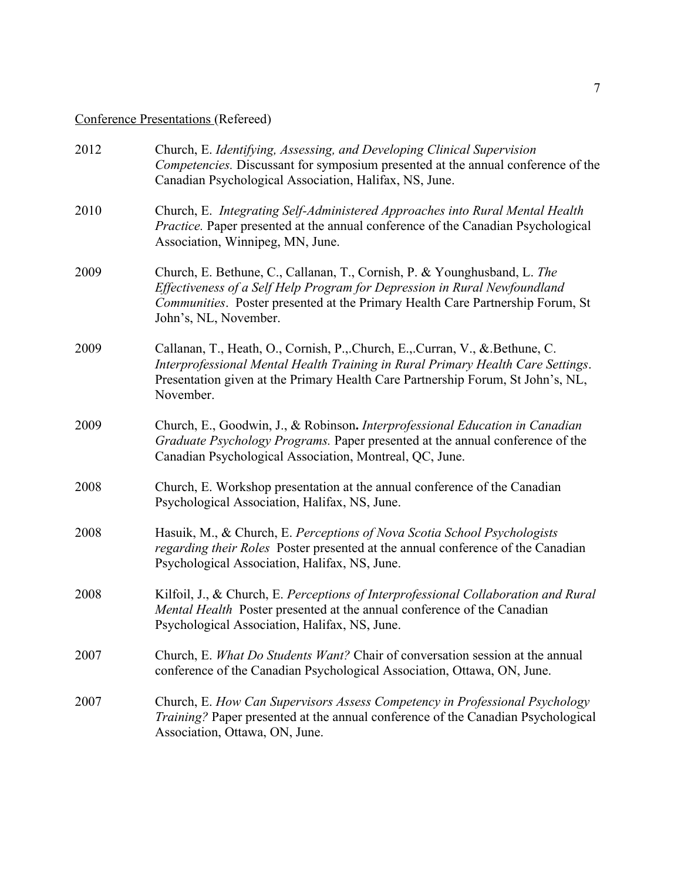Conference Presentations (Refereed)

2012 Church, E. *Identifying, Assessing, and Developing Clinical Supervision Competencies.* Discussant for symposium presented at the annual conference of the Canadian Psychological Association, Halifax, NS, June.

2010 Church, E. *Integrating Self-Administered Approaches into Rural Mental Health Practice.* Paper presented at the annual conference of the Canadian Psychological Association, Winnipeg, MN, June.

2009 Church, E. Bethune, C., Callanan, T., Cornish, P. & Younghusband, L. *The Effectiveness of a Self Help Program for Depression in Rural Newfoundland Communities*. Poster presented at the Primary Health Care Partnership Forum, St John's, NL, November.

2009 Callanan, T., Heath, O., Cornish, P.,.Church, E.,.Curran, V., &.Bethune, C. *Interprofessional Mental Health Training in Rural Primary Health Care Settings*. Presentation given at the Primary Health Care Partnership Forum, St John's, NL, November.

2009 Church, E., Goodwin, J., & Robinson**.** *Interprofessional Education in Canadian Graduate Psychology Programs.* Paper presented at the annual conference of the Canadian Psychological Association, Montreal, QC, June.

2008 Church, E. Workshop presentation at the annual conference of the Canadian Psychological Association, Halifax, NS, June.

2008 Hasuik, M., & Church, E. *Perceptions of Nova Scotia School Psychologists regarding their Roles* Poster presented at the annual conference of the Canadian Psychological Association, Halifax, NS, June.

2008 Kilfoil, J., & Church, E. *Perceptions of Interprofessional Collaboration and Rural Mental Health* Poster presented at the annual conference of the Canadian Psychological Association, Halifax, NS, June.

2007 Church, E. *What Do Students Want?* Chair of conversation session at the annual conference of the Canadian Psychological Association, Ottawa, ON, June.

2007 Church, E. *How Can Supervisors Assess Competency in Professional Psychology Training?* Paper presented at the annual conference of the Canadian Psychological Association, Ottawa, ON, June.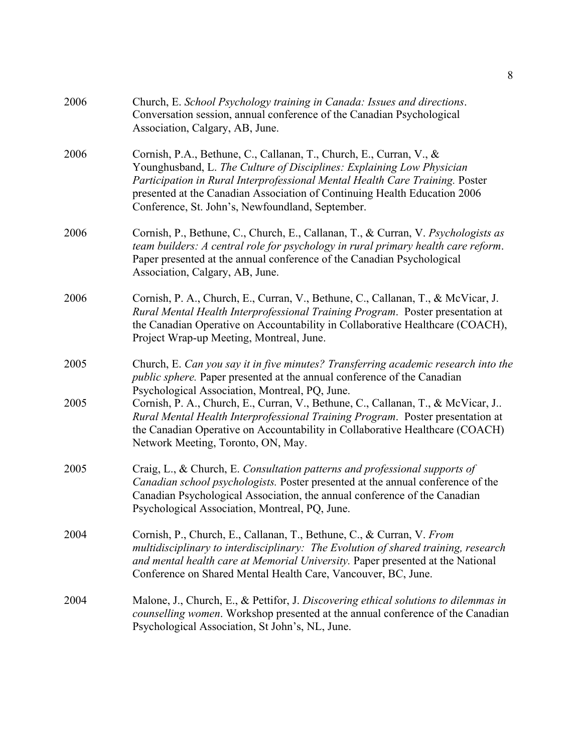2006 Church, E. *School Psychology training in Canada: Issues and directions*. Conversation session, annual conference of the Canadian Psychological Association, Calgary, AB, June.

2006 Cornish, P.A., Bethune, C., Callanan, T., Church, E., Curran, V., & Younghusband, L. *The Culture of Disciplines: Explaining Low Physician Participation in Rural Interprofessional Mental Health Care Training.* Poster presented at the Canadian Association of Continuing Health Education 2006 Conference, St. John's, Newfoundland, September.

2006 Cornish, P., Bethune, C., Church, E., Callanan, T., & Curran, V. *Psychologists as team builders: A central role for psychology in rural primary health care reform*. Paper presented at the annual conference of the Canadian Psychological Association, Calgary, AB, June.

2006 Cornish, P. A., Church, E., Curran, V., Bethune, C., Callanan, T., & McVicar, J. *Rural Mental Health Interprofessional Training Program*. Poster presentation at the Canadian Operative on Accountability in Collaborative Healthcare (COACH), Project Wrap-up Meeting, Montreal, June.

2005 Church, E. *Can you say it in five minutes? Transferring academic research into the public sphere.* Paper presented at the annual conference of the Canadian Psychological Association, Montreal, PQ, June.

2005 Cornish, P. A., Church, E., Curran, V., Bethune, C., Callanan, T., & McVicar, J.. *Rural Mental Health Interprofessional Training Program*. Poster presentation at the Canadian Operative on Accountability in Collaborative Healthcare (COACH) Network Meeting, Toronto, ON, May.

2005 Craig, L., & Church, E. *Consultation patterns and professional supports of Canadian school psychologists.* Poster presented at the annual conference of the Canadian Psychological Association, the annual conference of the Canadian Psychological Association, Montreal, PQ, June.

2004 Cornish, P., Church, E., Callanan, T., Bethune, C., & Curran, V. *From multidisciplinary to interdisciplinary: The Evolution of shared training, research and mental health care at Memorial University.* Paper presented at the National Conference on Shared Mental Health Care, Vancouver, BC, June.

2004 Malone, J., Church, E., & Pettifor, J. *Discovering ethical solutions to dilemmas in counselling women*. Workshop presented at the annual conference of the Canadian Psychological Association, St John's, NL, June.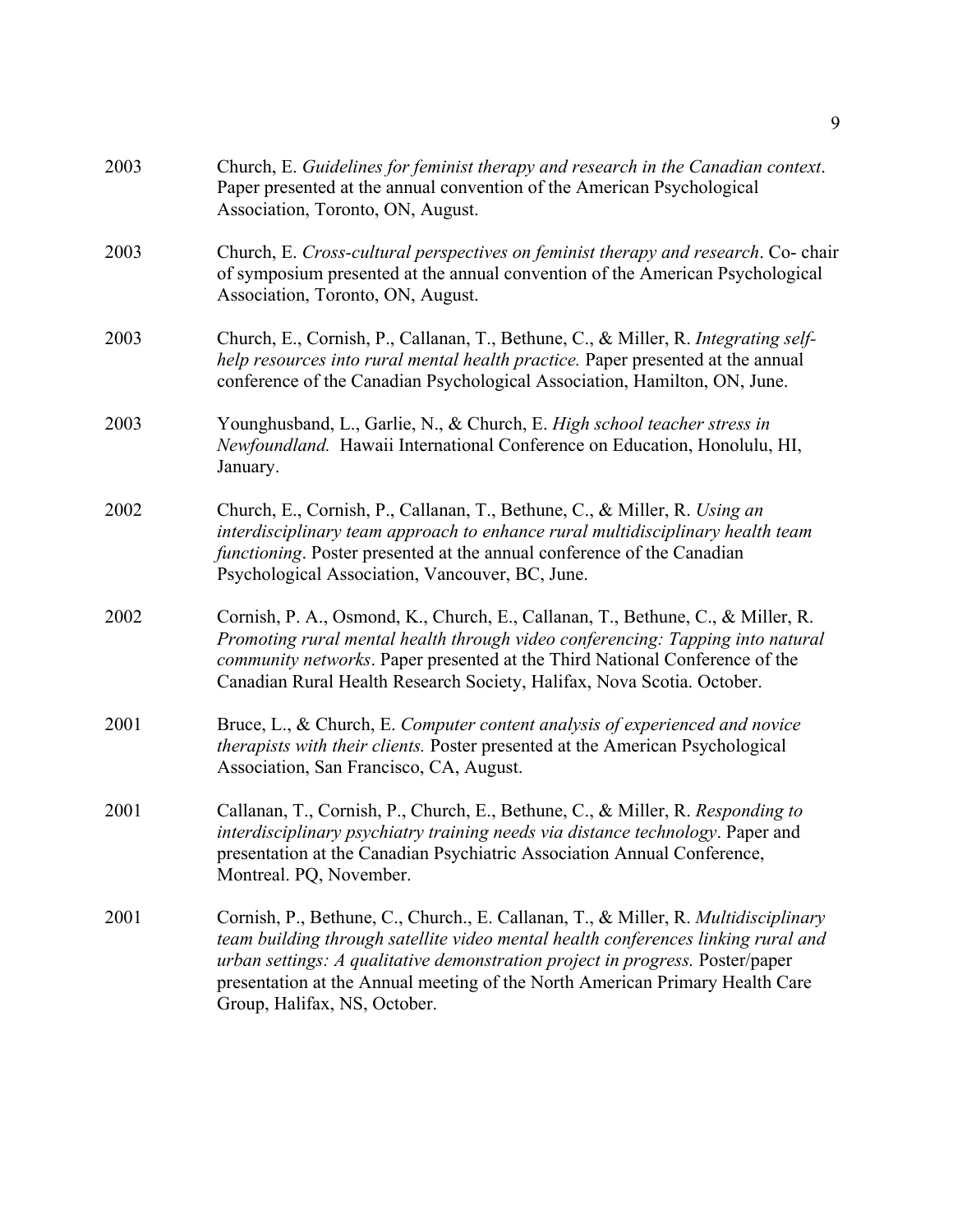2003 Church, E. *Guidelines for feminist therapy and research in the Canadian context*. Paper presented at the annual convention of the American Psychological Association, Toronto, ON, August.

2003 Church, E. *Cross-cultural perspectives on feminist therapy and research*. Co- chair of symposium presented at the annual convention of the American Psychological Association, Toronto, ON, August.

2003 Church, E., Cornish, P., Callanan, T., Bethune, C., & Miller, R. *Integrating self-help resources into rural mental health practice.* Paper presented at the annual conference of the Canadian Psychological Association, Hamilton, ON, June.

2003 Younghusband, L., Garlie, N., & Church, E. *High school teacher stress in Newfoundland.* Hawaii International Conference on Education, Honolulu, HI, January.

2002 Church, E., Cornish, P., Callanan, T., Bethune, C., & Miller, R. *Using an interdisciplinary team approach to enhance rural multidisciplinary health team functioning*. Poster presented at the annual conference of the Canadian Psychological Association, Vancouver, BC, June.

2002 Cornish, P. A., Osmond, K., Church, E., Callanan, T., Bethune, C., & Miller, R. *Promoting rural mental health through video conferencing: Tapping into natural community networks*. Paper presented at the Third National Conference of the Canadian Rural Health Research Society, Halifax, Nova Scotia. October.

2001 Bruce, L., & Church, E. *Computer content analysis of experienced and novice therapists with their clients.* Poster presented at the American Psychological Association, San Francisco, CA, August.

2001 Callanan, T., Cornish, P., Church, E., Bethune, C., & Miller, R. *Responding to interdisciplinary psychiatry training needs via distance technology*. Paper and presentation at the Canadian Psychiatric Association Annual Conference, Montreal. PQ, November.

2001 Cornish, P., Bethune, C., Church., E. Callanan, T., & Miller, R. *Multidisciplinary team building through satellite video mental health conferences linking rural and urban settings: A qualitative demonstration project in progress.* Poster/paper presentation at the Annual meeting of the North American Primary Health Care Group, Halifax, NS, October.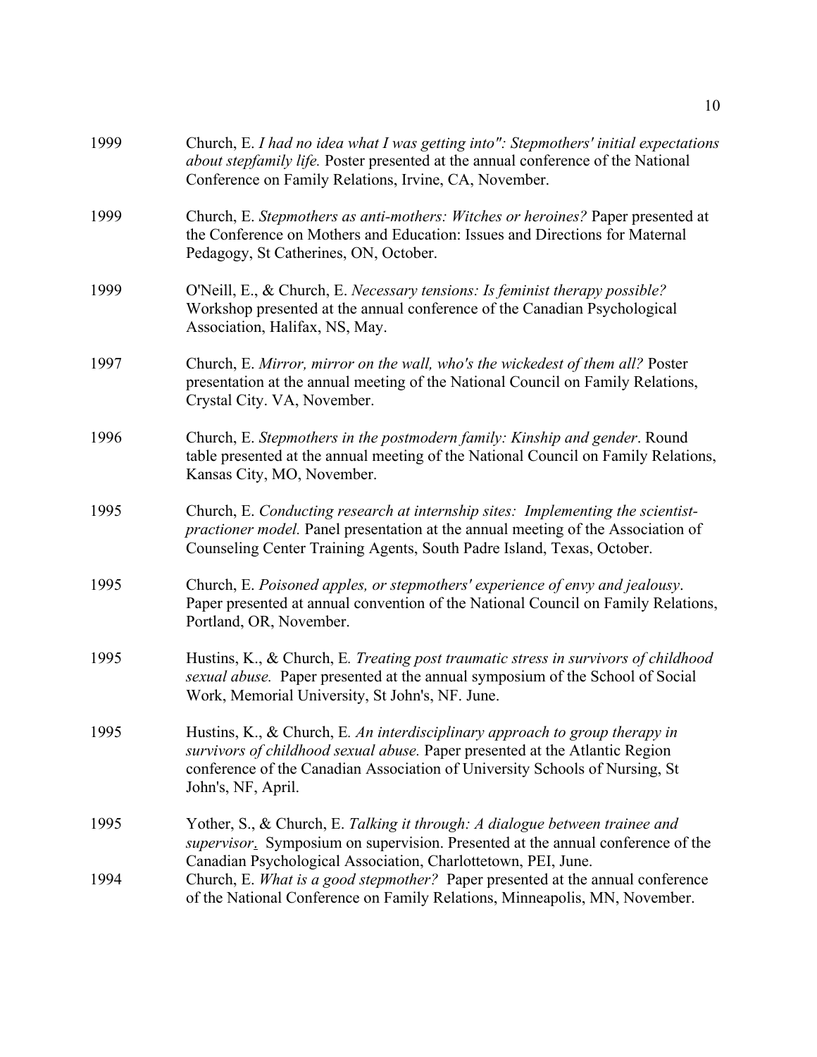1999 Church, E. *I had no idea what I was getting into": Stepmothers' initial expectations about stepfamily life.* Poster presented at the annual conference of the National Conference on Family Relations, Irvine, CA, November.

1999 Church, E. *Stepmothers as anti-mothers: Witches or heroines?* Paper presented at the Conference on Mothers and Education: Issues and Directions for Maternal Pedagogy, St Catherines, ON, October.

1999 O'Neill, E., & Church, E. *Necessary tensions: Is feminist therapy possible?* Workshop presented at the annual conference of the Canadian Psychological Association, Halifax, NS, May.

1997 Church, E. *Mirror, mirror on the wall, who's the wickedest of them all?* Poster presentation at the annual meeting of the National Council on Family Relations, Crystal City. VA, November.

1996 Church, E. *Stepmothers in the postmodern family: Kinship and gender*. Round table presented at the annual meeting of the National Council on Family Relations, Kansas City, MO, November.

1995 Church, E. *Conducting research at internship sites: Implementing the scientist-practioner model.* Panel presentation at the annual meeting of the Association of Counseling Center Training Agents, South Padre Island, Texas, October.

1995 Church, E. *Poisoned apples, or stepmothers' experience of envy and jealousy*. Paper presented at annual convention of the National Council on Family Relations, Portland, OR, November.

1995 Hustins, K., & Church, E. *Treating post traumatic stress in survivors of childhood sexual abuse.* Paper presented at the annual symposium of the School of Social Work, Memorial University, St John's, NF. June.

1995 Hustins, K., & Church, E. *An interdisciplinary approach to group therapy in survivors of childhood sexual abuse.* Paper presented at the Atlantic Region conference of the Canadian Association of University Schools of Nursing, St John's, NF, April.

1995 Yother, S., & Church, E. *Talking it through: A dialogue between trainee and supervisor*. Symposium on supervision. Presented at the annual conference of the Canadian Psychological Association, Charlottetown, PEI, June.

1994 Church, E. *What is a good stepmother?* Paper presented at the annual conference of the National Conference on Family Relations, Minneapolis, MN, November.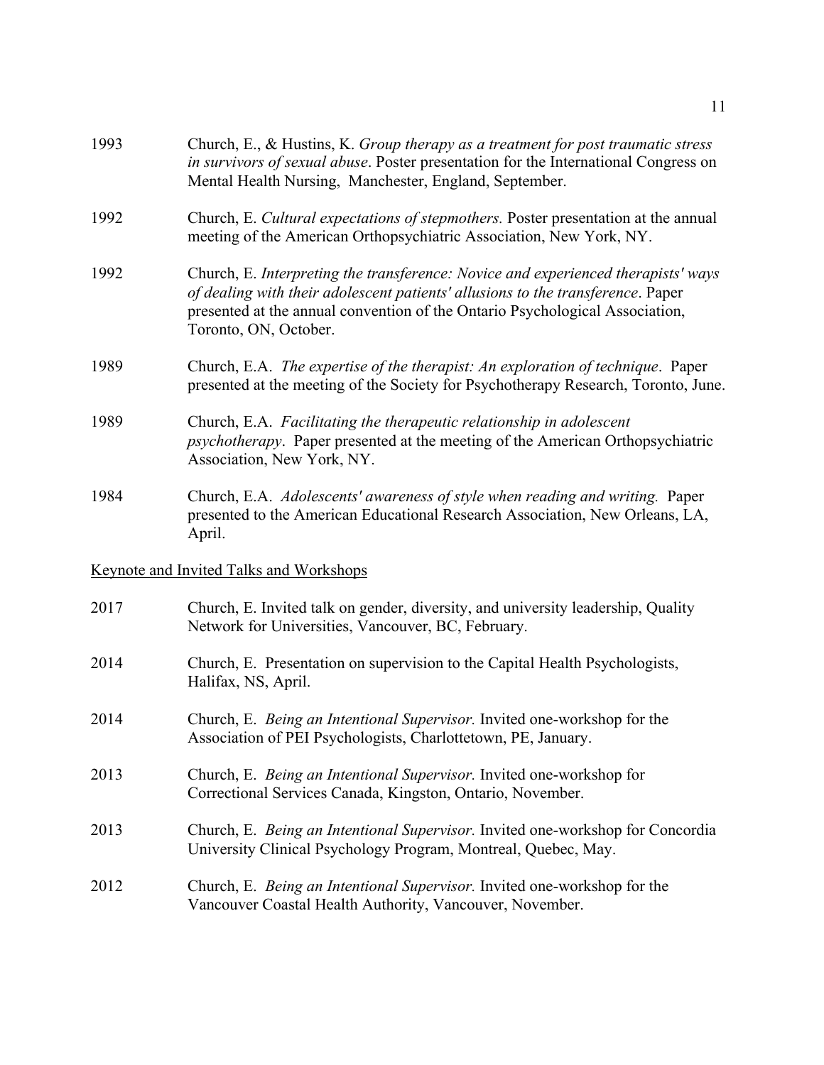1993 Church, E., & Hustins, K. *Group therapy as a treatment for post traumatic stress in survivors of sexual abuse*. Poster presentation for the International Congress on Mental Health Nursing, Manchester, England, September.

1992 Church, E. *Cultural expectations of stepmothers.* Poster presentation at the annual meeting of the American Orthopsychiatric Association, New York, NY.

1992 Church, E. *Interpreting the transference: Novice and experienced therapists' ways of dealing with their adolescent patients' allusions to the transference*. Paper presented at the annual convention of the Ontario Psychological Association, Toronto, ON, October.

1989 Church, E.A. *The expertise of the therapist: An exploration of technique*. Paper presented at the meeting of the Society for Psychotherapy Research, Toronto, June.

1989 Church, E.A. *Facilitating the therapeutic relationship in adolescent psychotherapy*. Paper presented at the meeting of the American Orthopsychiatric Association, New York, NY.

1984 Church, E.A. *Adolescents' awareness of style when reading and writing.* Paper presented to the American Educational Research Association, New Orleans, LA, April.

Keynote and Invited Talks and Workshops

2017 Church, E. Invited talk on gender, diversity, and university leadership, Quality Network for Universities, Vancouver, BC, February.

2014 Church, E. Presentation on supervision to the Capital Health Psychologists, Halifax, NS, April.

2014 Church, E. *Being an Intentional Supervisor.* Invited one-workshop for the Association of PEI Psychologists, Charlottetown, PE, January.

2013 Church, E. *Being an Intentional Supervisor.* Invited one-workshop for Correctional Services Canada, Kingston, Ontario, November.

2013 Church, E. *Being an Intentional Supervisor.* Invited one-workshop for Concordia University Clinical Psychology Program, Montreal, Quebec, May.

2012 Church, E. *Being an Intentional Supervisor.* Invited one-workshop for the Vancouver Coastal Health Authority, Vancouver, November.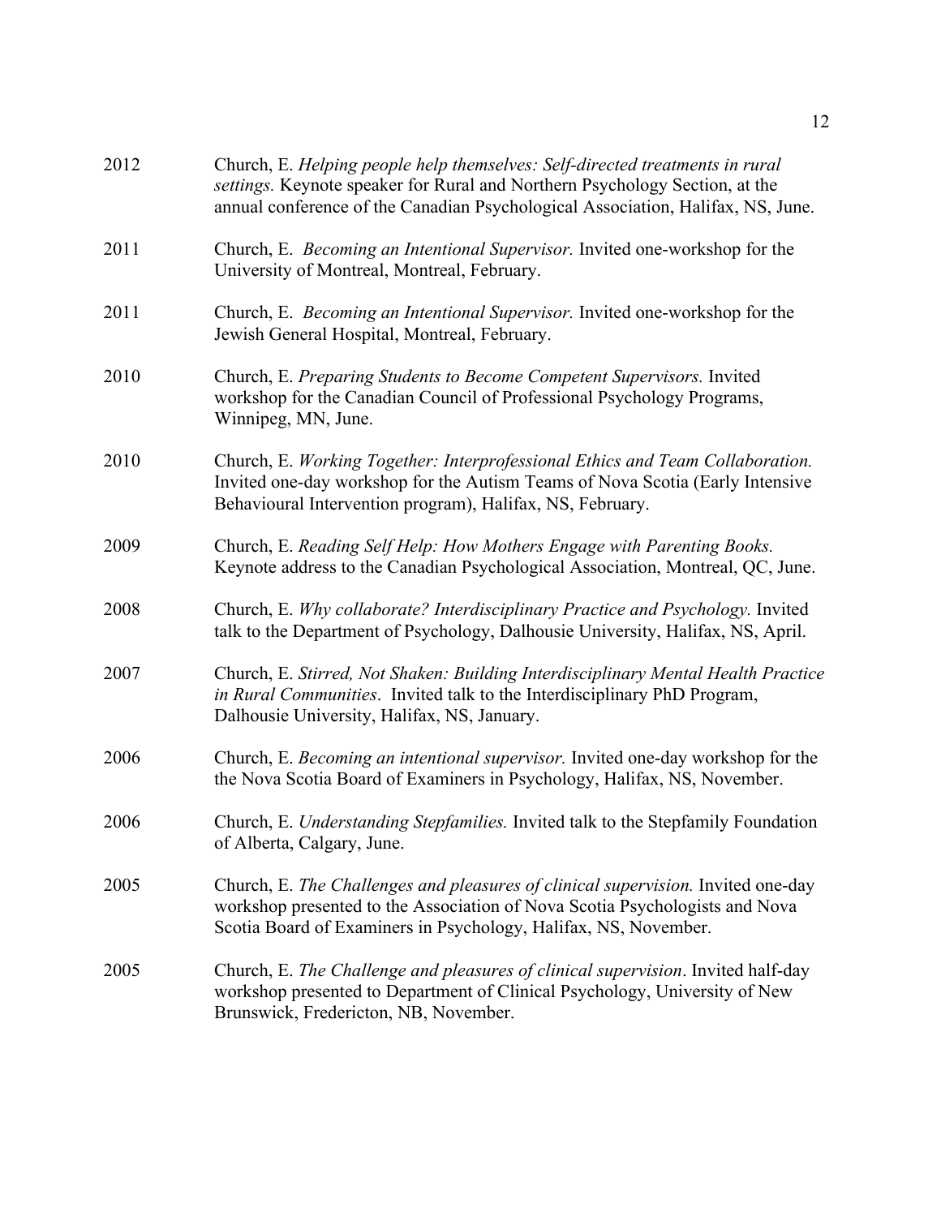2012 Church, E. *Helping people help themselves: Self-directed treatments in rural settings.* Keynote speaker for Rural and Northern Psychology Section, at the annual conference of the Canadian Psychological Association, Halifax, NS, June.

2011 Church, E. *Becoming an Intentional Supervisor.* Invited one-workshop for the University of Montreal, Montreal, February.

2011 Church, E. *Becoming an Intentional Supervisor.* Invited one-workshop for the Jewish General Hospital, Montreal, February.

2010 Church, E. *Preparing Students to Become Competent Supervisors.* Invited workshop for the Canadian Council of Professional Psychology Programs, Winnipeg, MN, June.

2010 Church, E. *Working Together: Interprofessional Ethics and Team Collaboration.* Invited one-day workshop for the Autism Teams of Nova Scotia (Early Intensive Behavioural Intervention program), Halifax, NS, February.

2009 Church, E. *Reading Self Help: How Mothers Engage with Parenting Books.* Keynote address to the Canadian Psychological Association, Montreal, QC, June.

2008 Church, E. *Why collaborate? Interdisciplinary Practice and Psychology.* Invited talk to the Department of Psychology, Dalhousie University, Halifax, NS, April.

2007 Church, E. *Stirred, Not Shaken: Building Interdisciplinary Mental Health Practice in Rural Communities*. Invited talk to the Interdisciplinary PhD Program, Dalhousie University, Halifax, NS, January.

2006 Church, E. *Becoming an intentional supervisor.* Invited one-day workshop for the the Nova Scotia Board of Examiners in Psychology, Halifax, NS, November.

2006 Church, E. *Understanding Stepfamilies.* Invited talk to the Stepfamily Foundation of Alberta, Calgary, June.

2005 Church, E. *The Challenges and pleasures of clinical supervision.* Invited one-day workshop presented to the Association of Nova Scotia Psychologists and Nova Scotia Board of Examiners in Psychology, Halifax, NS, November.

2005 Church, E. *The Challenge and pleasures of clinical supervision*. Invited half-day workshop presented to Department of Clinical Psychology, University of New Brunswick, Fredericton, NB, November.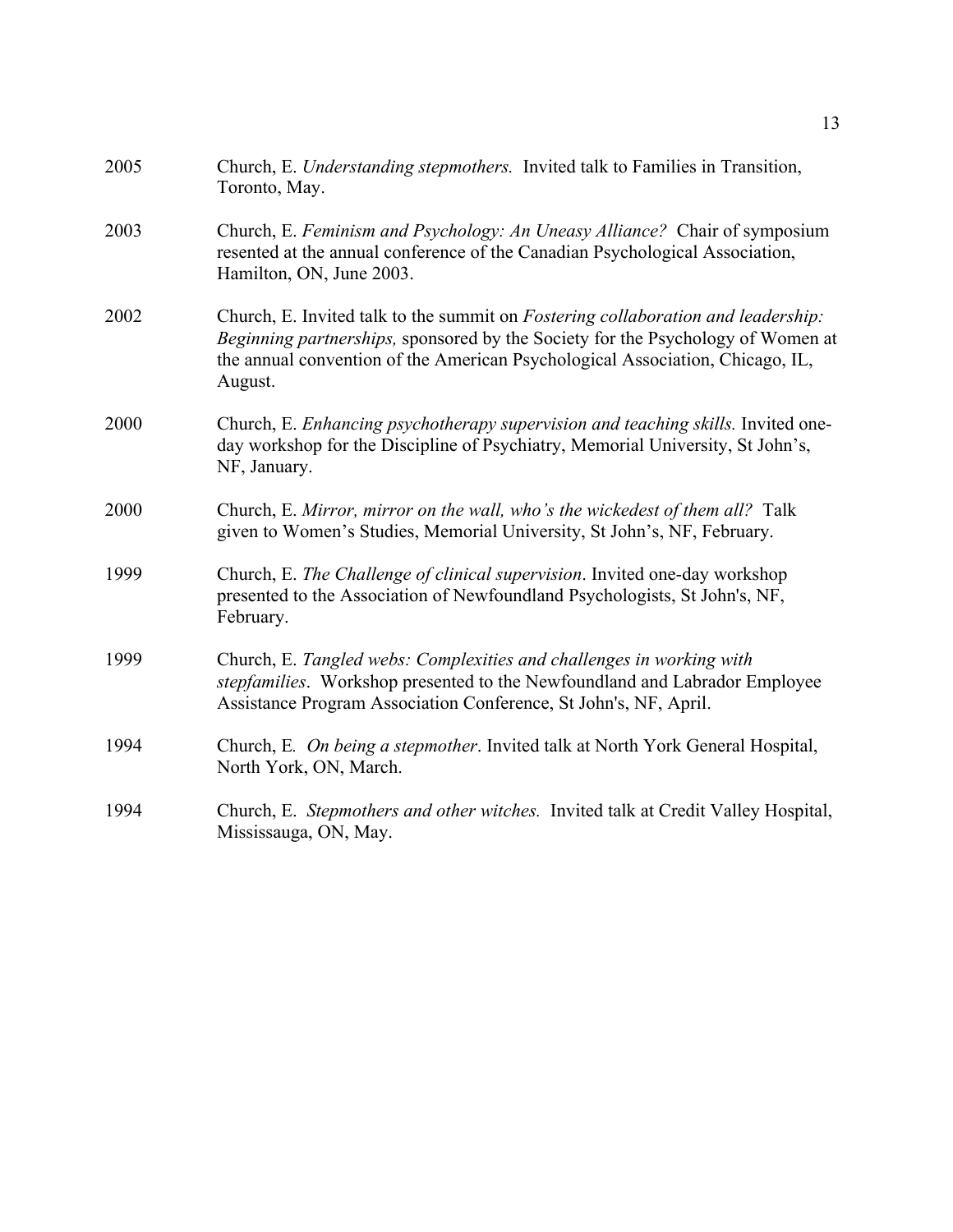2005 Church, E. *Understanding stepmothers.* Invited talk to Families in Transition, Toronto, May.

2003 Church, E. *Feminism and Psychology: An Uneasy Alliance?* Chair of symposium resented at the annual conference of the Canadian Psychological Association, Hamilton, ON, June 2003.

2002 Church, E. Invited talk to the summit on *Fostering collaboration and leadership: Beginning partnerships,* sponsored by the Society for the Psychology of Women at the annual convention of the American Psychological Association, Chicago, IL, August.

2000 Church, E. *Enhancing psychotherapy supervision and teaching skills.* Invited one-day workshop for the Discipline of Psychiatry, Memorial University, St John's, NF, January.

2000 Church, E. *Mirror, mirror on the wall, who's the wickedest of them all?* Talk given to Women's Studies, Memorial University, St John's, NF, February.

1999 Church, E. *The Challenge of clinical supervision*. Invited one-day workshop presented to the Association of Newfoundland Psychologists, St John's, NF, February.

1999 Church, E. *Tangled webs: Complexities and challenges in working with stepfamilies*. Workshop presented to the Newfoundland and Labrador Employee Assistance Program Association Conference, St John's, NF, April.

1994 Church, E. *On being a stepmother*. Invited talk at North York General Hospital, North York, ON, March.

1994 Church, E. *Stepmothers and other witches.* Invited talk at Credit Valley Hospital, Mississauga, ON, May.